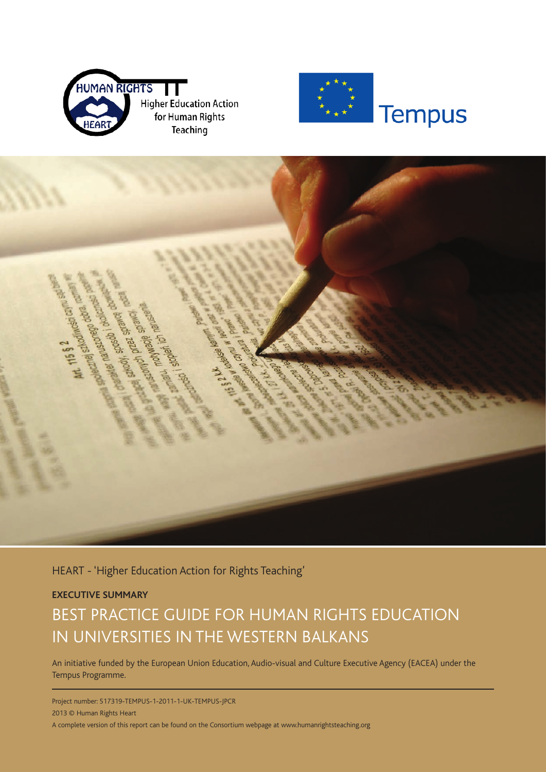HUMAN RIGHTS HEART

Higher Education Action for Human Rights Teaching

Tempus

HEART - 'Higher Education Action for Rights Teaching'

**EXECUTIVE SUMMARY**

# BEST PRACTICE GUIDE FOR HUMAN RIGHTS EDUCATION IN UNIVERSITIES IN THE WESTERN BALKANS

An initiative funded by the European Union Education, Audio-visual and Culture Executive Agency (EACEA) under the Tempus Programme.

---

Project number: 517319-TEMPUS-1-2011-1-UK-TEMPUS-JPCR

2013 © Human Rights Heart

A complete version of this report can be found on the Consortium webpage at www.humanrightsteaching.org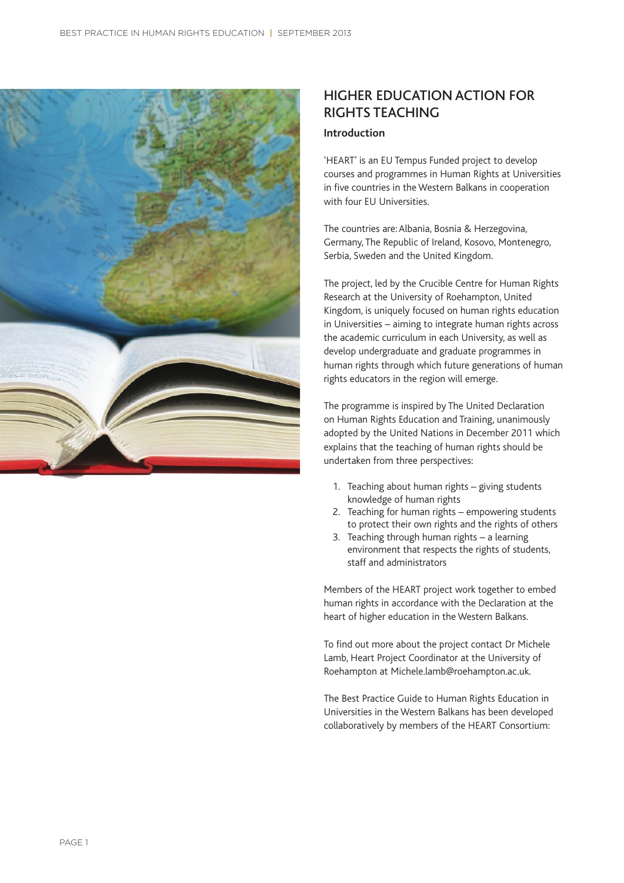# HIGHER EDUCATION ACTION FOR RIGHTS TEACHING

## Introduction

'HEART' is an EU Tempus Funded project to develop courses and programmes in Human Rights at Universities in five countries in the Western Balkans in cooperation with four EU Universities.

The countries are: Albania, Bosnia & Herzegovina, Germany, The Republic of Ireland, Kosovo, Montenegro, Serbia, Sweden and the United Kingdom.

The project, led by the Crucible Centre for Human Rights Research at the University of Roehampton, United Kingdom, is uniquely focused on human rights education in Universities – aiming to integrate human rights across the academic curriculum in each University, as well as develop undergraduate and graduate programmes in human rights through which future generations of human rights educators in the region will emerge.

The programme is inspired by The United Declaration on Human Rights Education and Training, unanimously adopted by the United Nations in December 2011 which explains that the teaching of human rights should be undertaken from three perspectives:

1. Teaching about human rights – giving students knowledge of human rights
2. Teaching for human rights – empowering students to protect their own rights and the rights of others
3. Teaching through human rights – a learning environment that respects the rights of students, staff and administrators

Members of the HEART project work together to embed human rights in accordance with the Declaration at the heart of higher education in the Western Balkans.

To find out more about the project contact Dr Michele Lamb, Heart Project Coordinator at the University of Roehampton at Michele.lamb@roehampton.ac.uk.

The Best Practice Guide to Human Rights Education in Universities in the Western Balkans has been developed collaboratively by members of the HEART Consortium: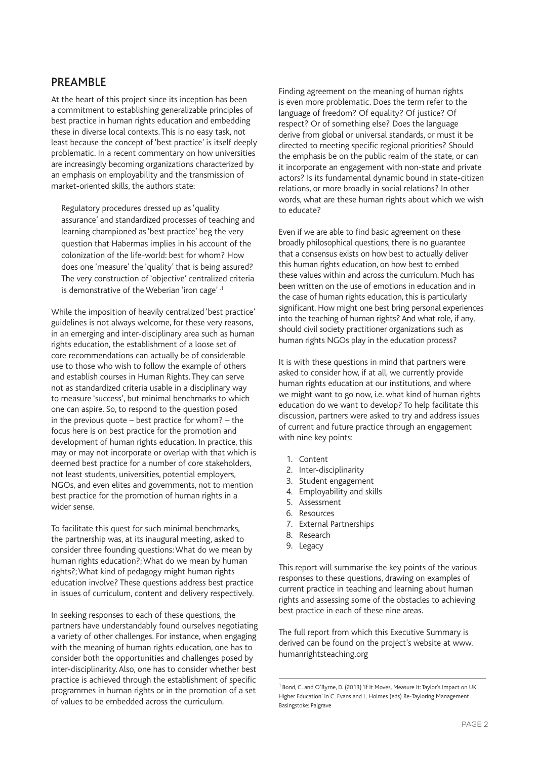## PREAMBLE

At the heart of this project since its inception has been a commitment to establishing generalizable principles of best practice in human rights education and embedding these in diverse local contexts. This is no easy task, not least because the concept of 'best practice' is itself deeply problematic. In a recent commentary on how universities are increasingly becoming organizations characterized by an emphasis on employability and the transmission of market-oriented skills, the authors state:

> Regulatory procedures dressed up as 'quality assurance' and standardized processes of teaching and learning championed as 'best practice' beg the very question that Habermas implies in his account of the colonization of the life-world: best for whom? How does one 'measure' the 'quality' that is being assured? The very construction of 'objective' centralized criteria is demonstrative of the Weberian 'iron cage'.[1]

While the imposition of heavily centralized 'best practice' guidelines is not always welcome, for these very reasons, in an emerging and inter-disciplinary area such as human rights education, the establishment of a loose set of core recommendations can actually be of considerable use to those who wish to follow the example of others and establish courses in Human Rights. They can serve not as standardized criteria usable in a disciplinary way to measure 'success', but minimal benchmarks to which one can aspire. So, to respond to the question posed in the previous quote – best practice for whom? – the focus here is on best practice for the promotion and development of human rights education. In practice, this may or may not incorporate or overlap with that which is deemed best practice for a number of core stakeholders, not least students, universities, potential employers, NGOs, and even elites and governments, not to mention best practice for the promotion of human rights in a wider sense.

To facilitate this quest for such minimal benchmarks, the partnership was, at its inaugural meeting, asked to consider three founding questions: What do we mean by human rights education?; What do we mean by human rights?; What kind of pedagogy might human rights education involve? These questions address best practice in issues of curriculum, content and delivery respectively.

In seeking responses to each of these questions, the partners have understandably found ourselves negotiating a variety of other challenges. For instance, when engaging with the meaning of human rights education, one has to consider both the opportunities and challenges posed by inter-disciplinarity. Also, one has to consider whether best practice is achieved through the establishment of specific programmes in human rights or in the promotion of a set of values to be embedded across the curriculum.

Finding agreement on the meaning of human rights is even more problematic. Does the term refer to the language of freedom? Of equality? Of justice? Of respect? Or of something else? Does the language derive from global or universal standards, or must it be directed to meeting specific regional priorities? Should the emphasis be on the public realm of the state, or can it incorporate an engagement with non-state and private actors? Is its fundamental dynamic bound in state-citizen relations, or more broadly in social relations? In other words, what are these human rights about which we wish to educate?

Even if we are able to find basic agreement on these broadly philosophical questions, there is no guarantee that a consensus exists on how best to actually deliver this human rights education, on how best to embed these values within and across the curriculum. Much has been written on the use of emotions in education and in the case of human rights education, this is particularly significant. How might one best bring personal experiences into the teaching of human rights? And what role, if any, should civil society practitioner organizations such as human rights NGOs play in the education process?

It is with these questions in mind that partners were asked to consider how, if at all, we currently provide human rights education at our institutions, and where we might want to go now, i.e. what kind of human rights education do we want to develop? To help facilitate this discussion, partners were asked to try and address issues of current and future practice through an engagement with nine key points:

1. Content
2. Inter-disciplinarity
3. Student engagement
4. Employability and skills
5. Assessment
6. Resources
7. External Partnerships
8. Research
9. Legacy

This report will summarise the key points of the various responses to these questions, drawing on examples of current practice in teaching and learning about human rights and assessing some of the obstacles to achieving best practice in each of these nine areas.

The full report from which this Executive Summary is derived can be found on the project's website at www.humanrightsteaching.org

---

[1] Bond, C. and O'Byrne, D. (2013) 'If It Moves, Measure It: Taylor's Impact on UK Higher Education' in C. Evans and L. Holmes (eds) Re-Tayloring Management Basingstoke: Palgrave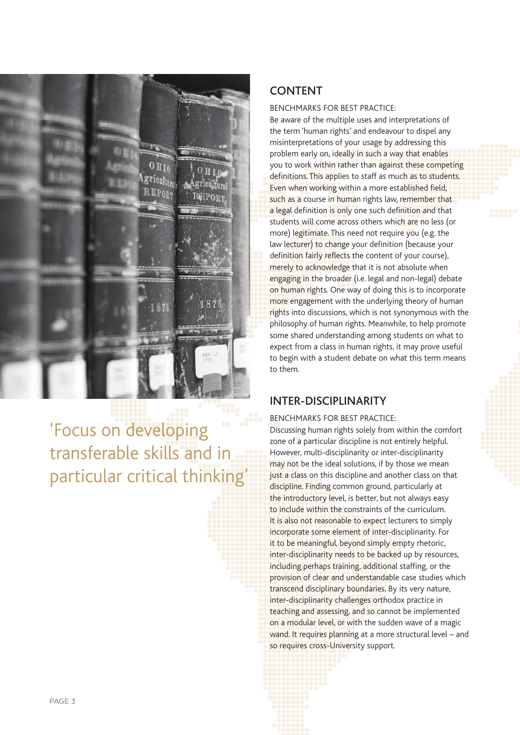> 'Focus on developing transferable skills and in particular critical thinking'

## CONTENT

BENCHMARKS FOR BEST PRACTICE:

Be aware of the multiple uses and interpretations of the term 'human rights' and endeavour to dispel any misinterpretations of your usage by addressing this problem early on, ideally in such a way that enables you to work within rather than against these competing definitions. This applies to staff as much as to students. Even when working within a more established field, such as a course in human rights law, remember that a legal definition is only one such definition and that students will come across others which are no less (or more) legitimate. This need not require you (e.g. the law lecturer) to change your definition (because your definition fairly reflects the content of your course), merely to acknowledge that it is not absolute when engaging in the broader (i.e. legal and non-legal) debate on human rights. One way of doing this is to incorporate more engagement with the underlying theory of human rights into discussions, which is not synonymous with the philosophy of human rights. Meanwhile, to help promote some shared understanding among students on what to expect from a class in human rights, it may prove useful to begin with a student debate on what this term means to them.

## INTER-DISCIPLINARITY

BENCHMARKS FOR BEST PRACTICE:

Discussing human rights solely from within the comfort zone of a particular discipline is not entirely helpful. However, multi-disciplinarity or inter-disciplinarity may not be the ideal solutions, if by those we mean just a class on this discipline and another class on that discipline. Finding common ground, particularly at the introductory level, is better, but not always easy to include within the constraints of the curriculum. It is also not reasonable to expect lecturers to simply incorporate some element of inter-disciplinarity. For it to be meaningful, beyond simply empty rhetoric, inter-disciplinarity needs to be backed up by resources, including perhaps training, additional staffing, or the provision of clear and understandable case studies which transcend disciplinary boundaries. By its very nature, inter-disciplinarity challenges orthodox practice in teaching and assessing, and so cannot be implemented on a modular level, or with the sudden wave of a magic wand. It requires planning at a more structural level – and so requires cross-University support.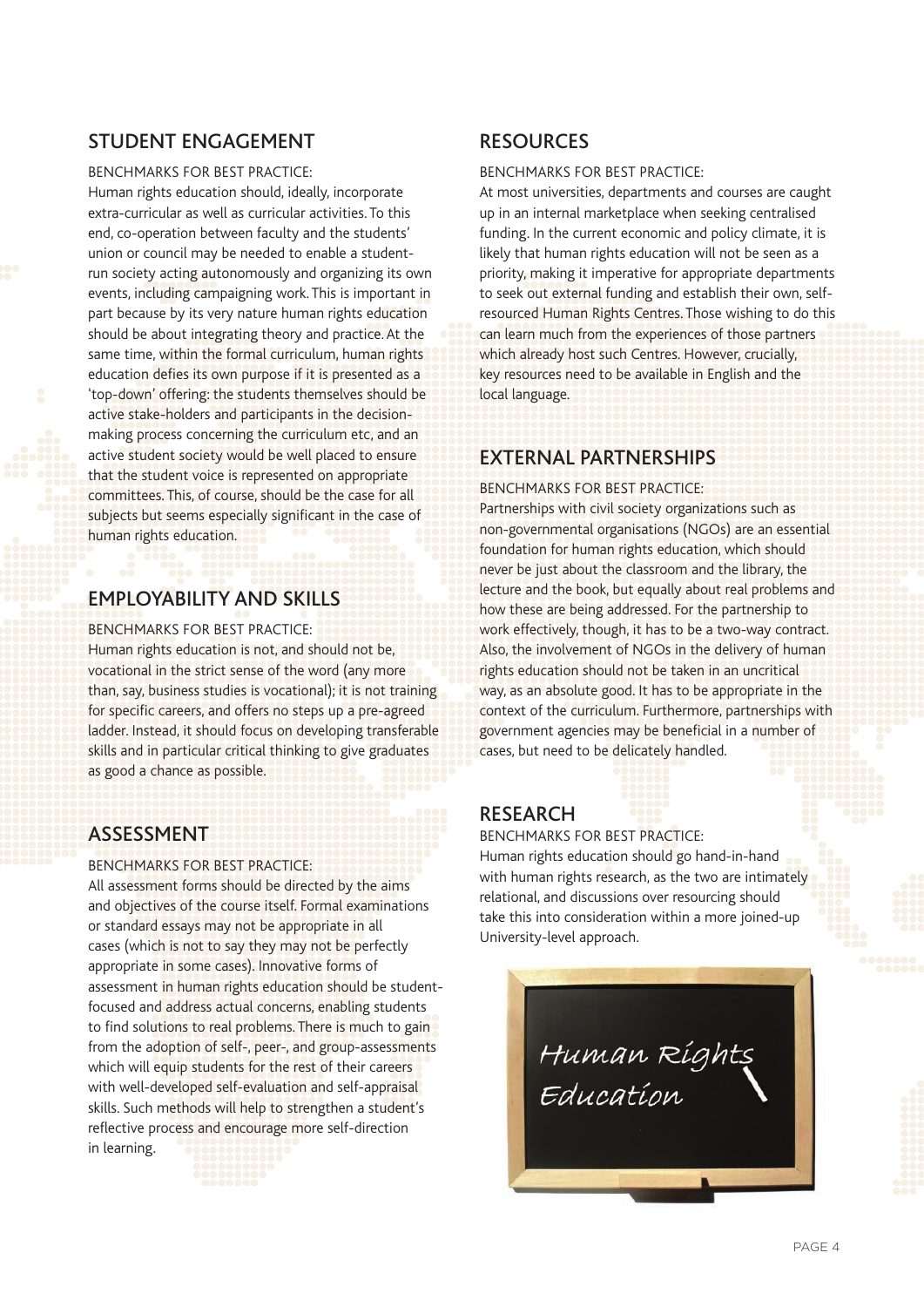## STUDENT ENGAGEMENT

BENCHMARKS FOR BEST PRACTICE:

Human rights education should, ideally, incorporate extra-curricular as well as curricular activities. To this end, co-operation between faculty and the students' union or council may be needed to enable a student-run society acting autonomously and organizing its own events, including campaigning work. This is important in part because by its very nature human rights education should be about integrating theory and practice. At the same time, within the formal curriculum, human rights education defies its own purpose if it is presented as a 'top-down' offering: the students themselves should be active stake-holders and participants in the decision-making process concerning the curriculum etc, and an active student society would be well placed to ensure that the student voice is represented on appropriate committees. This, of course, should be the case for all subjects but seems especially significant in the case of human rights education.

## EMPLOYABILITY AND SKILLS

BENCHMARKS FOR BEST PRACTICE:

Human rights education is not, and should not be, vocational in the strict sense of the word (any more than, say, business studies is vocational); it is not training for specific careers, and offers no steps up a pre-agreed ladder. Instead, it should focus on developing transferable skills and in particular critical thinking to give graduates as good a chance as possible.

## ASSESSMENT

BENCHMARKS FOR BEST PRACTICE:

All assessment forms should be directed by the aims and objectives of the course itself. Formal examinations or standard essays may not be appropriate in all cases (which is not to say they may not be perfectly appropriate in some cases). Innovative forms of assessment in human rights education should be student-focused and address actual concerns, enabling students to find solutions to real problems. There is much to gain from the adoption of self-, peer-, and group-assessments which will equip students for the rest of their careers with well-developed self-evaluation and self-appraisal skills. Such methods will help to strengthen a student's reflective process and encourage more self-direction in learning.

## RESOURCES

BENCHMARKS FOR BEST PRACTICE:

At most universities, departments and courses are caught up in an internal marketplace when seeking centralised funding. In the current economic and policy climate, it is likely that human rights education will not be seen as a priority, making it imperative for appropriate departments to seek out external funding and establish their own, self-resourced Human Rights Centres. Those wishing to do this can learn much from the experiences of those partners which already host such Centres. However, crucially, key resources need to be available in English and the local language.

## EXTERNAL PARTNERSHIPS

BENCHMARKS FOR BEST PRACTICE:

Partnerships with civil society organizations such as non-governmental organisations (NGOs) are an essential foundation for human rights education, which should never be just about the classroom and the library, the lecture and the book, but equally about real problems and how these are being addressed. For the partnership to work effectively, though, it has to be a two-way contract. Also, the involvement of NGOs in the delivery of human rights education should not be taken in an uncritical way, as an absolute good. It has to be appropriate in the context of the curriculum. Furthermore, partnerships with government agencies may be beneficial in a number of cases, but need to be delicately handled.

## RESEARCH

BENCHMARKS FOR BEST PRACTICE:

Human rights education should go hand-in-hand with human rights research, as the two are intimately relational, and discussions over resourcing should take this into consideration within a more joined-up University-level approach.

Human Rights Education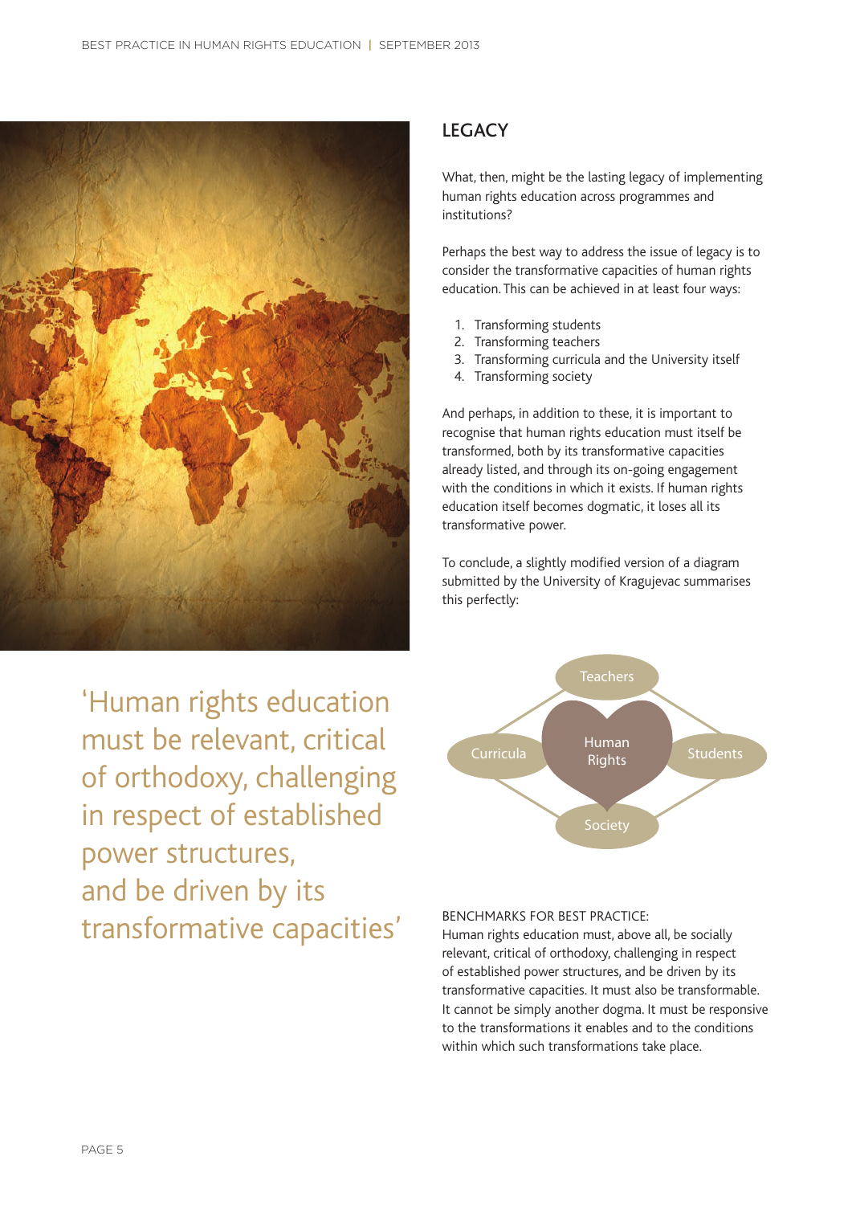'Human rights education must be relevant, critical of orthodoxy, challenging in respect of established power structures, and be driven by its transformative capacities'

## LEGACY

What, then, might be the lasting legacy of implementing human rights education across programmes and institutions?

Perhaps the best way to address the issue of legacy is to consider the transformative capacities of human rights education. This can be achieved in at least four ways:

1. Transforming students
2. Transforming teachers
3. Transforming curricula and the University itself
4. Transforming society

And perhaps, in addition to these, it is important to recognise that human rights education must itself be transformed, both by its transformative capacities already listed, and through its on-going engagement with the conditions in which it exists. If human rights education itself becomes dogmatic, it loses all its transformative power.

To conclude, a slightly modified version of a diagram submitted by the University of Kragujevac summarises this perfectly:

Teachers

Curricula — Human Rights — Students

Society

BENCHMARKS FOR BEST PRACTICE:
Human rights education must, above all, be socially relevant, critical of orthodoxy, challenging in respect of established power structures, and be driven by its transformative capacities. It must also be transformable. It cannot be simply another dogma. It must be responsive to the transformations it enables and to the conditions within which such transformations take place.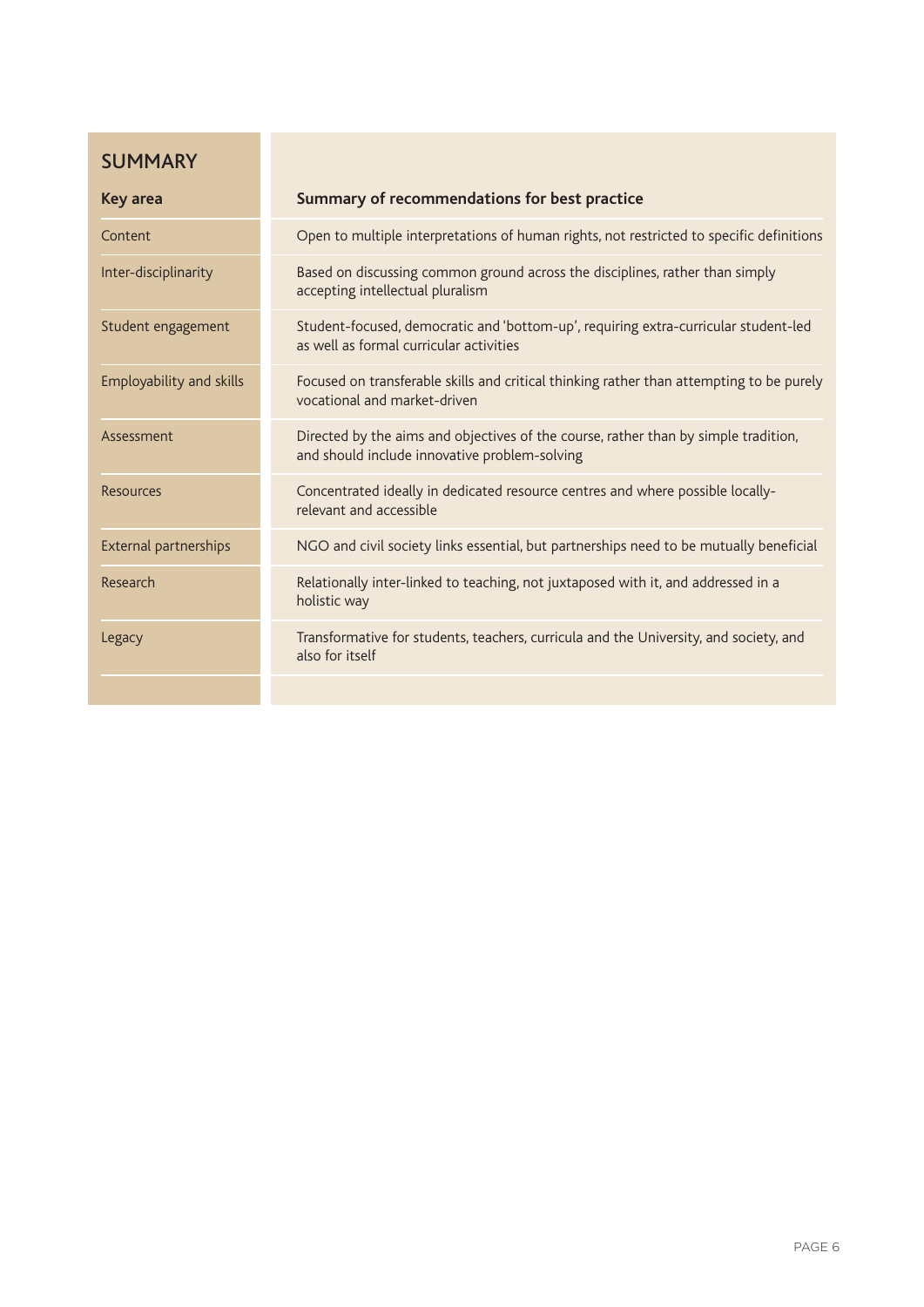## SUMMARY

| Key area | Summary of recommendations for best practice |
| --- | --- |
| Content | Open to multiple interpretations of human rights, not restricted to specific definitions |
| Inter-disciplinarity | Based on discussing common ground across the disciplines, rather than simply accepting intellectual pluralism |
| Student engagement | Student-focused, democratic and 'bottom-up', requiring extra-curricular student-led as well as formal curricular activities |
| Employability and skills | Focused on transferable skills and critical thinking rather than attempting to be purely vocational and market-driven |
| Assessment | Directed by the aims and objectives of the course, rather than by simple tradition, and should include innovative problem-solving |
| Resources | Concentrated ideally in dedicated resource centres and where possible locally-relevant and accessible |
| External partnerships | NGO and civil society links essential, but partnerships need to be mutually beneficial |
| Research | Relationally inter-linked to teaching, not juxtaposed with it, and addressed in a holistic way |
| Legacy | Transformative for students, teachers, curricula and the University, and society, and also for itself |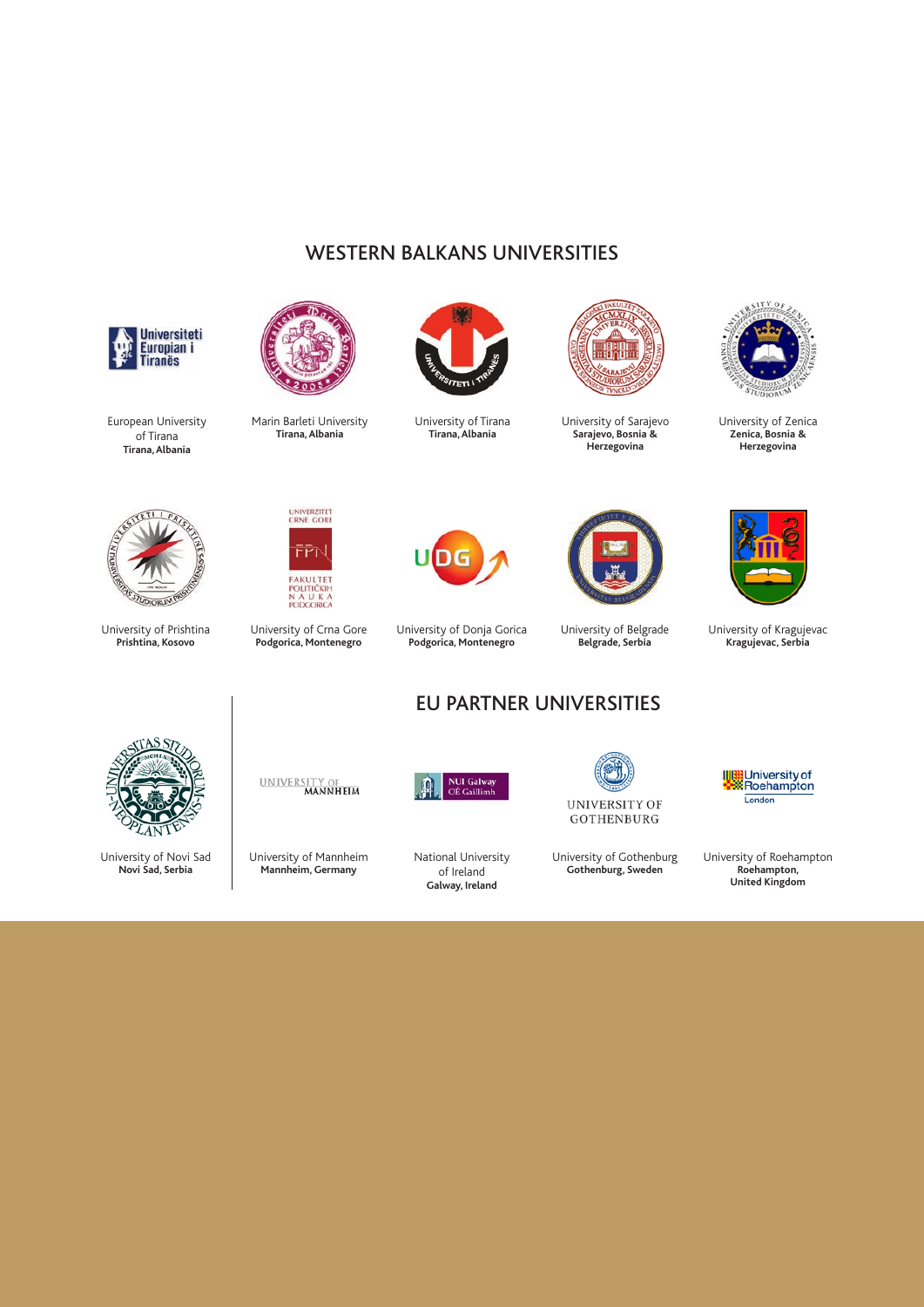## WESTERN BALKANS UNIVERSITIES

European University of Tirana
**Tirana, Albania**

Marin Barleti University
**Tirana, Albania**

University of Tirana
**Tirana, Albania**

University of Sarajevo
**Sarajevo, Bosnia & Herzegovina**

University of Zenica
**Zenica, Bosnia & Herzegovina**

University of Prishtina
**Prishtina, Kosovo**

University of Crna Gore
**Podgorica, Montenegro**

University of Donja Gorica
**Podgorica, Montenegro**

University of Belgrade
**Belgrade, Serbia**

University of Kragujevac
**Kragujevac, Serbia**

University of Novi Sad
**Novi Sad, Serbia**

## EU PARTNER UNIVERSITIES

University of Mannheim
**Mannheim, Germany**

National University of Ireland
**Galway, Ireland**

University of Gothenburg
**Gothenburg, Sweden**

University of Roehampton
**Roehampton, United Kingdom**